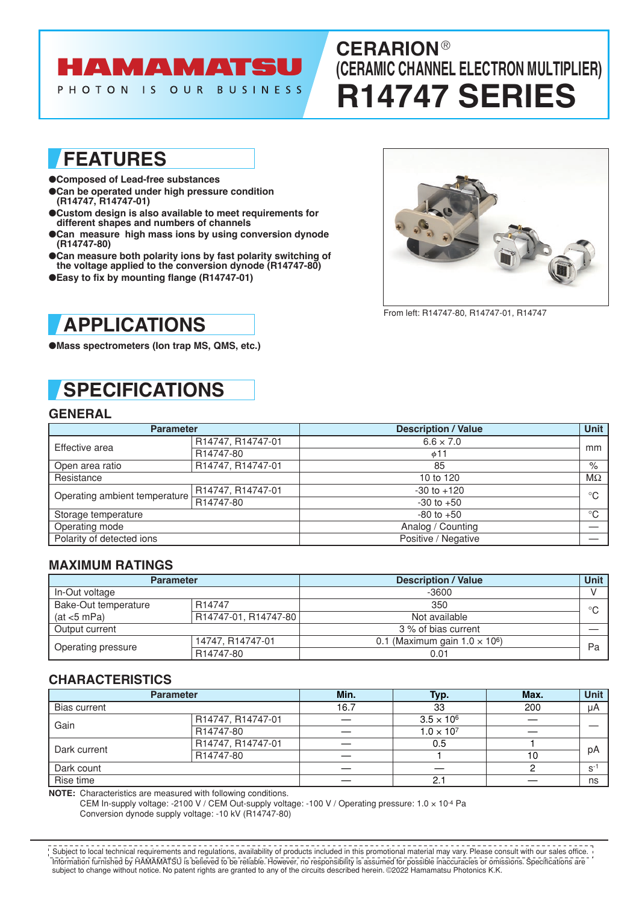HAMAMATSU

PHOTON IS OUR BUSINESS

# CERARION®
## (CERAMIC CHANNEL ELECTRON MULTIPLIER)
# R14747 SERIES

## FEATURES

- Composed of Lead-free substances
- Can be operated under high pressure condition (R14747, R14747-01)
- Custom design is also available to meet requirements for different shapes and numbers of channels
- Can measure high mass ions by using conversion dynode (R14747-80)
- Can measure both polarity ions by fast polarity switching of the voltage applied to the conversion dynode (R14747-80)
- Easy to fix by mounting flange (R14747-01)

From left: R14747-80, R14747-01, R14747

## APPLICATIONS

- Mass spectrometers (Ion trap MS, QMS, etc.)

## SPECIFICATIONS

### GENERAL

| Parameter | | Description / Value | Unit |
|---|---|---|---|
| Effective area | R14747, R14747-01 | 6.6 × 7.0 | mm |
| | R14747-80 | ϕ11 | |
| Open area ratio | R14747, R14747-01 | 85 | % |
| Resistance | | 10 to 120 | MΩ |
| Operating ambient temperature | R14747, R14747-01 | -30 to +120 | °C |
| | R14747-80 | -30 to +50 | |
| Storage temperature | | -80 to +50 | °C |
| Operating mode | | Analog / Counting | — |
| Polarity of detected ions | | Positive / Negative | — |

### MAXIMUM RATINGS

| Parameter | | Description / Value | Unit |
|---|---|---|---|
| In-Out voltage | | -3600 | V |
| Bake-Out temperature (at <5 mPa) | R14747 | 350 | °C |
| | R14747-01, R14747-80 | Not available | |
| Output current | | 3 % of bias current | — |
| Operating pressure | 14747, R14747-01 | 0.1 (Maximum gain $1.0 \times 10^6$) | Pa |
| | R14747-80 | 0.01 | |

### CHARACTERISTICS

| Parameter | | Min. | Typ. | Max. | Unit |
|---|---|---|---|---|---|
| Bias current | | 16.7 | 33 | 200 | μA |
| Gain | R14747, R14747-01 | — | $3.5 \times 10^6$ | — | — |
| | R14747-80 | — | $1.0 \times 10^7$ | — | |
| Dark current | R14747, R14747-01 | — | 0.5 | 1 | pA |
| | R14747-80 | — | 1 | 10 | |
| Dark count | | — | — | 2 | $s^{-1}$ |
| Rise time | | — | 2.1 | — | ns |

**NOTE:** Characteristics are measured with following conditions.
CEM In-supply voltage: -2100 V / CEM Out-supply voltage: -100 V / Operating pressure: $1.0 \times 10^{-4}$ Pa
Conversion dynode supply voltage: -10 kV (R14747-80)

Subject to local technical requirements and regulations, availability of products included in this promotional material may vary. Please consult with our sales office. Information furnished by HAMAMATSU is believed to be reliable. However, no responsibility is assumed for possible inaccuracies or omissions. Specifications are subject to change without notice. No patent rights are granted to any of the circuits described herein. ©2022 Hamamatsu Photonics K.K.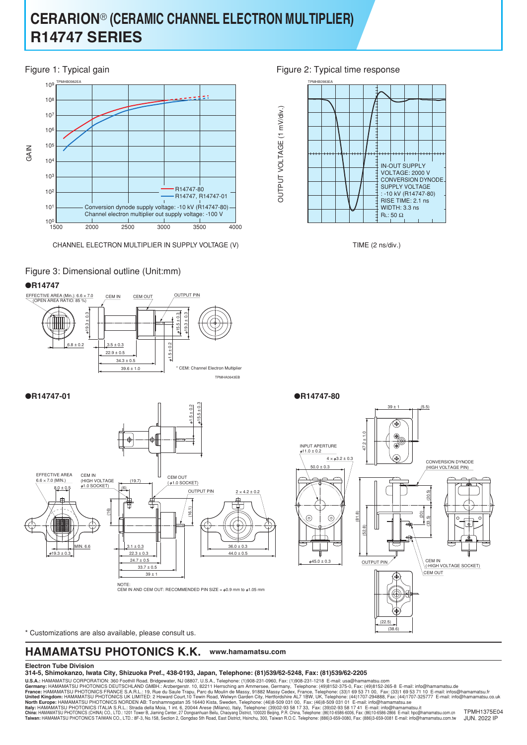# CERARION® (CERAMIC CHANNEL ELECTRON MULTIPLIER) R14747 SERIES

Figure 1: Typical gain

TPMHB0982EA

GAIN

$10^0$ $10^1$ $10^2$ $10^3$ $10^4$ $10^5$ $10^6$ $10^7$ $10^8$ $10^9$

1500 2000 2500 3000 3500 4000

R14747-80
R14747, R14747-01

Conversion dynode supply voltage: -10 kV (R14747-80)
Channel electron multiplier out supply voltage: -100 V

CHANNEL ELECTRON MULTIPLIER IN SUPPLY VOLTAGE (V)

Figure 2: Typical time response

TPMHB0983EA

OUTPUT VOLTAGE (1 mV/div.)

IN-OUT SUPPLY VOLTAGE: 2000 V
CONVERSION DYNODE SUPPLY VOLTAGE : -10 kV (R14747-80)
RISE TIME: 2.1 ns
WIDTH: 3.3 ns
RL: 50 Ω

TIME (2 ns/div.)

Figure 3: Dimensional outline (Unit:mm)

**●R14747**

EFFECTIVE AREA (Min.): 6.6 × 7.0 (OPEN AREA RATIO: 85 %)
CEM IN
CEM OUT
OUTPUT PIN
φ19.3 ± 0.3
φ15.5 ± 0.3
φ19.3 ± 0.3
6.8 ± 0.2
3.5 ± 0.3
22.9 ± 0.5
34.3 ± 0.5
39.6 ± 1.0
φ1.5 ± 0.2
* CEM: Channel Electron Multiplier

TPMHA0643EB

**●R14747-01**

φ1.5 ± 0.2
φ15.5 ± 0.3
EFFECTIVE AREA 6.6 × 7.0 (MIN.)
CEM IN (HIGH VOLTAGE φ1.0 SOCKET)
CEM OUT (φ1.0 SOCKET)
OUTPUT PIN
(19.7)
(6)
8.0 ± 0.5
(16)
(16.1)
2 × 4.2 ± 0.2
MIN. 6.6
φ19.3 ± 0.3
3.1 ± 0.3
22.3 ± 0.5
24.7 ± 0.5
33.7 ± 0.5
39 ± 1
36.0 ± 0.3
44.0 ± 0.5

NOTE:
CEM IN AND CEM OUT: RECOMMENDED PIN SIZE = φ0.9 mm to φ1.05 mm

**●R14747-80**

39 ± 1
(5.5)
47.2 ± 1.0
INPUT APERTURE φ11.0 ± 0.2
4 × φ3.2 ± 0.3
50.0 ± 0.3
CONVERSION DYNODE (HIGH VOLTAGE PIN)
(20.5)
(20)
(33.5)
(81.8)
(52.8)
φ45.0 ± 0.3
OUTPUT PIN
CEM IN (-HIGH VOLTAGE SOCKET)
CEM OUT
(22.5)
(38.6)

\* Customizations are also available, please consult us.

## HAMAMATSU PHOTONICS K.K. www.hamamatsu.com

**Electron Tube Division**

**314-5, Shimokanzo, Iwata City, Shizuoka Pref., 438-0193, Japan, Telephone: (81)539/62-5248, Fax: (81)539/62-2205**

**U.S.A.:** HAMAMATSU CORPORATION: 360 Foothill Road, Bridgewater, NJ 08807, U.S.A., Telephone: (1)908-231-0960, Fax: (1)908-231-1218 E-mail: usa@hamamatsu.com
**Germany:** HAMAMATSU PHOTONICS DEUTSCHLAND GMBH.: Arzbergerstr. 10, 82211 Herrsching am Ammersee, Germany, Telephone: (49)8152-375-0, Fax: (49)8152-265-8 E-mail: info@hamamatsu.de
**France:** HAMAMATSU PHOTONICS FRANCE S.A.R.L.: 19, Rue du Saule Trapu, Parc du Moulin de Massy, 91882 Massy Cedex, France, Telephone: (33)1 69 53 71 00, Fax: (33)1 69 53 71 10 E-mail: infos@hamamatsu.fr
**United Kingdom:** HAMAMATSU PHOTONICS UK LIMITED: 2 Howard Court,10 Tewin Road, Welwyn Garden City, Hertfordshire AL7 1BW, UK, Telephone: (44)1707-294888, Fax: (44)1707-325777 E-mail: info@hamamatsu.co.uk
**North Europe:** HAMAMATSU PHOTONICS NORDEN AB: Torshamnsgatan 35 16440 Kista, Sweden, Telephone: (46)8-509 031 00, Fax: (46)8-509 031 01 E-mail: info@hamamatsu.se
**Italy:** HAMAMATSU PHOTONICS ITALIA S.R.L.: Strada della Moia, 1 int. 6, 20044 Arese (Milano), Italy, Telephone: (39)02-93 58 17 33, Fax: (39)02-93 58 17 41 E-mail: info@hamamatsu.it
**China:** HAMAMATSU PHOTONICS (CHINA) CO., LTD.: 1201 Tower B, Jiaming Center, 27 Dongsanhuan Beilu, Chaoyang District, 100020 Beijing, P.R. China, Telephone: (86)10-6586-6006, Fax: (86)10-6586-2866 E-mail: hpc@hamamatsu.com.cn
**Taiwan:** HAMAMATSU PHOTONICS TAIWAN CO., LTD.: 8F-3, No.158, Section 2, Gongdao 5th Road, East District, Hsinchu, 300, Taiwan R.O.C. Telephone: (886)3-659-0080, Fax: (886)3-659-0081 E-mail: info@hamamatsu.com.tw

TPMH1375E04
JUN. 2022 IP